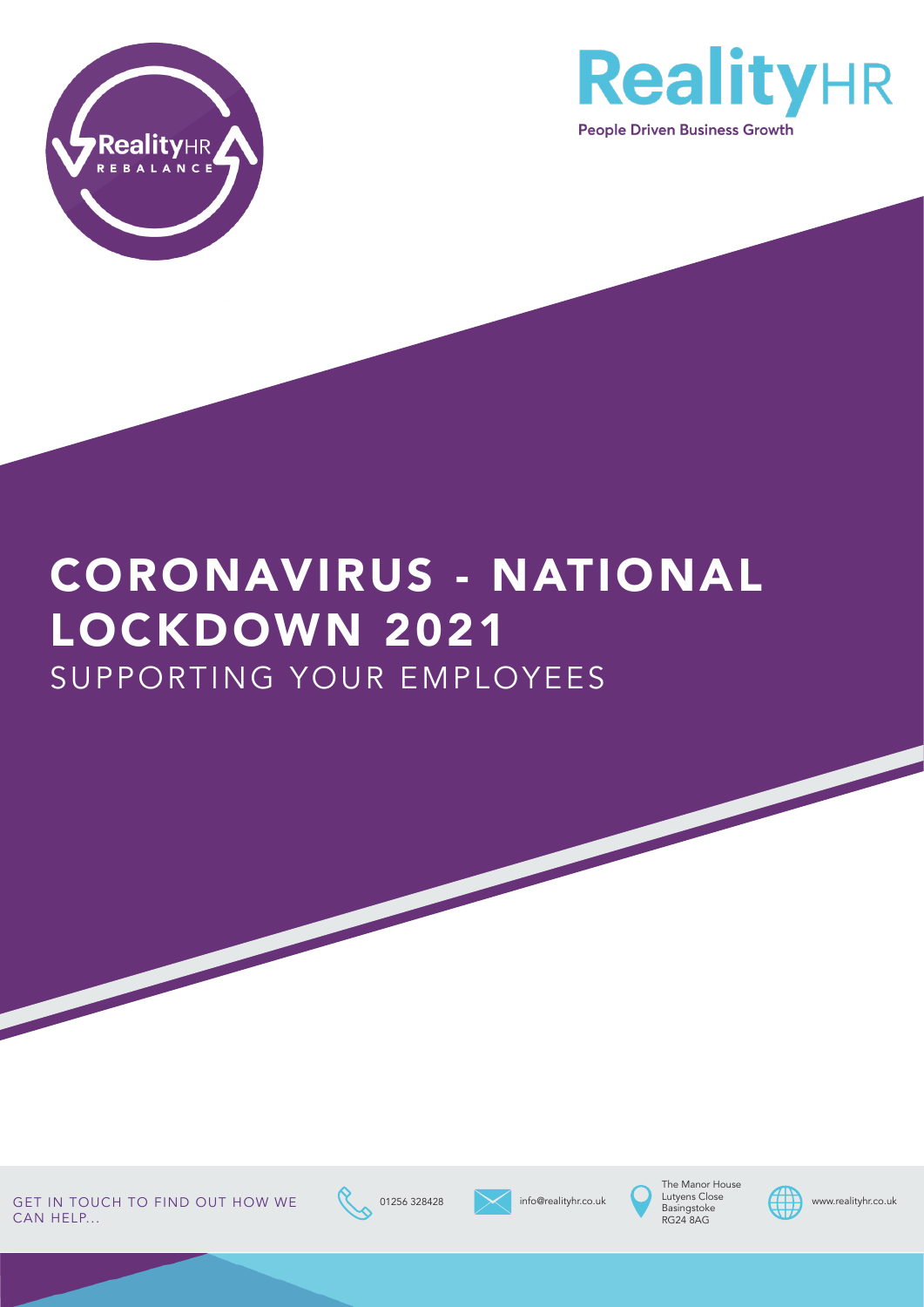RealityHR REBALANCE

**RealityHR**

People Driven Business Growth

# CORONAVIRUS - NATIONAL LOCKDOWN 2021

## SUPPORTING YOUR EMPLOYEES

GET IN TOUCH TO FIND OUT HOW WE CAN HELP...

01256 328428

info@realityhr.co.uk

The Manor House
Lutyens Close
Basingstoke
RG24 8AG

www.realityhr.co.uk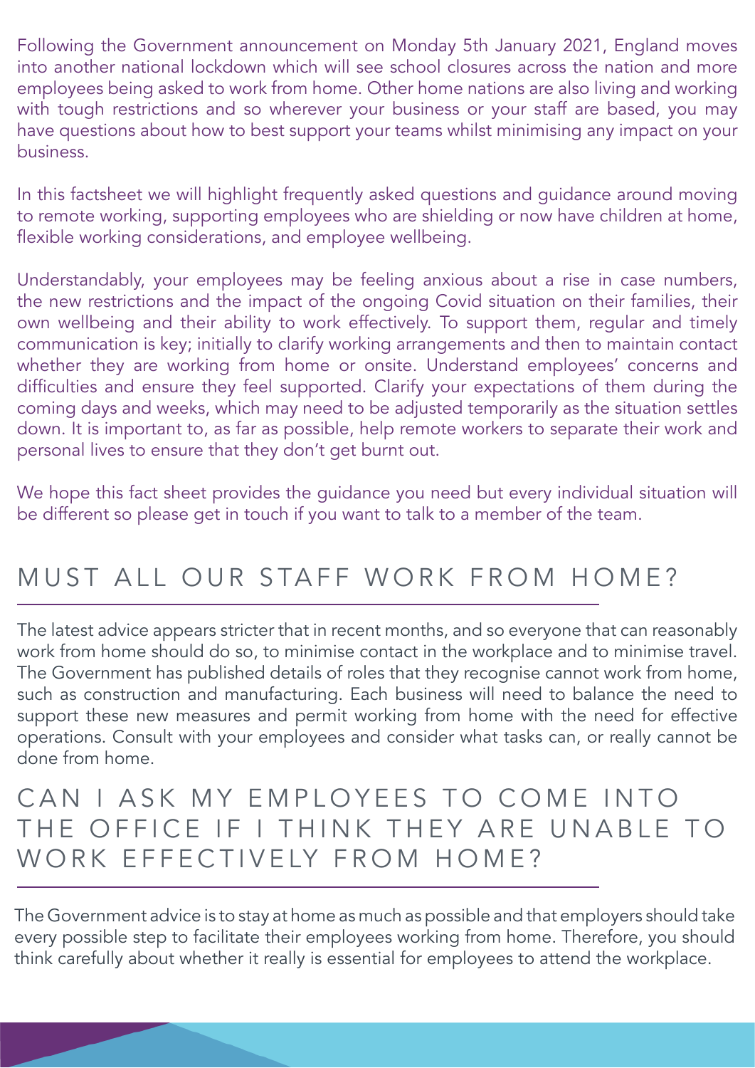Following the Government announcement on Monday 5th January 2021, England moves into another national lockdown which will see school closures across the nation and more employees being asked to work from home. Other home nations are also living and working with tough restrictions and so wherever your business or your staff are based, you may have questions about how to best support your teams whilst minimising any impact on your business.

In this factsheet we will highlight frequently asked questions and guidance around moving to remote working, supporting employees who are shielding or now have children at home, flexible working considerations, and employee wellbeing.

Understandably, your employees may be feeling anxious about a rise in case numbers, the new restrictions and the impact of the ongoing Covid situation on their families, their own wellbeing and their ability to work effectively. To support them, regular and timely communication is key; initially to clarify working arrangements and then to maintain contact whether they are working from home or onsite. Understand employees' concerns and difficulties and ensure they feel supported. Clarify your expectations of them during the coming days and weeks, which may need to be adjusted temporarily as the situation settles down. It is important to, as far as possible, help remote workers to separate their work and personal lives to ensure that they don't get burnt out.

We hope this fact sheet provides the guidance you need but every individual situation will be different so please get in touch if you want to talk to a member of the team.

## MUST ALL OUR STAFF WORK FROM HOME?

The latest advice appears stricter that in recent months, and so everyone that can reasonably work from home should do so, to minimise contact in the workplace and to minimise travel. The Government has published details of roles that they recognise cannot work from home, such as construction and manufacturing. Each business will need to balance the need to support these new measures and permit working from home with the need for effective operations. Consult with your employees and consider what tasks can, or really cannot be done from home.

## CAN I ASK MY EMPLOYEES TO COME INTO THE OFFICE IF I THINK THEY ARE UNABLE TO WORK EFFECTIVELY FROM HOME?

The Government advice is to stay at home as much as possible and that employers should take every possible step to facilitate their employees working from home. Therefore, you should think carefully about whether it really is essential for employees to attend the workplace.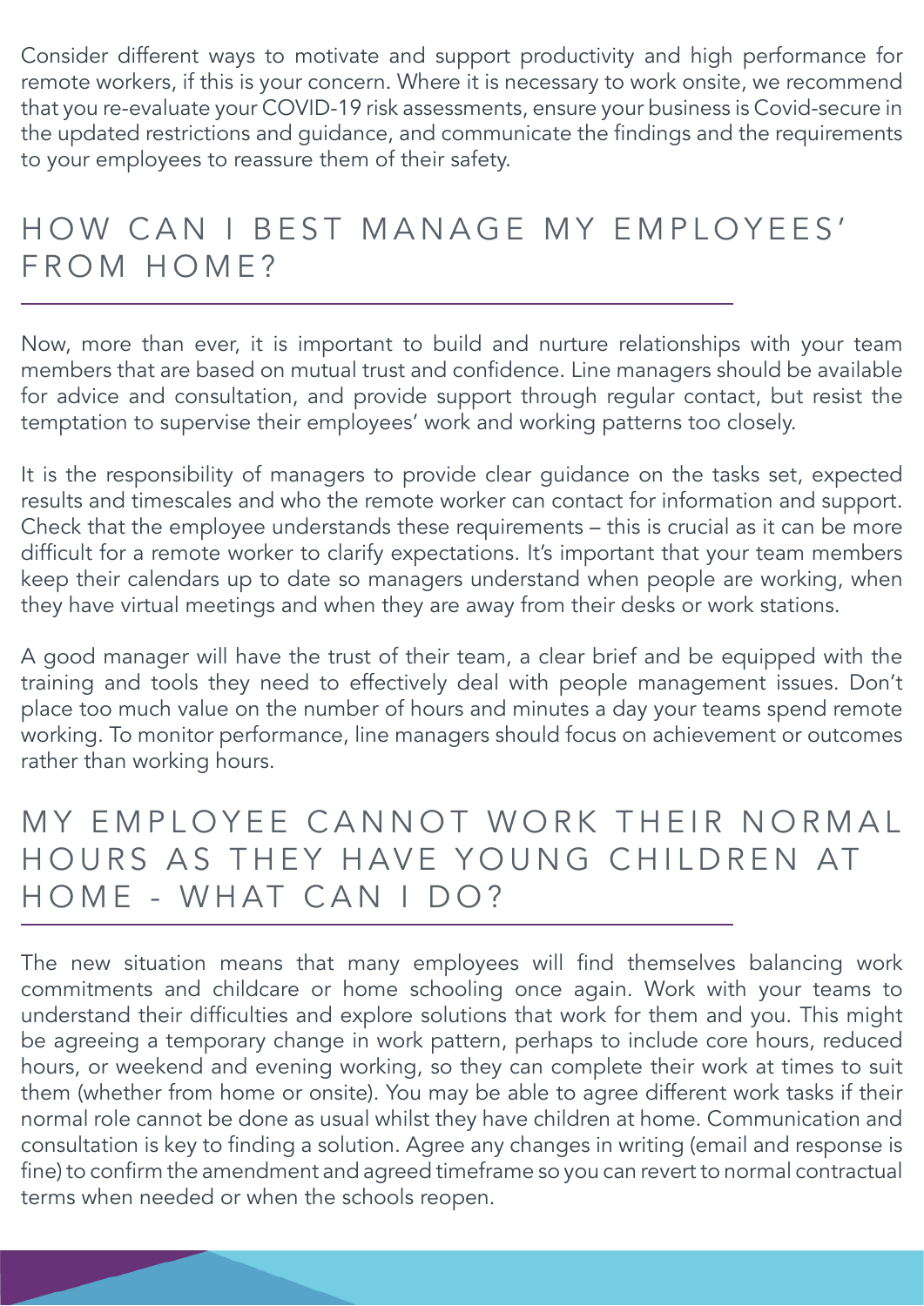Consider different ways to motivate and support productivity and high performance for remote workers, if this is your concern. Where it is necessary to work onsite, we recommend that you re-evaluate your COVID-19 risk assessments, ensure your business is Covid-secure in the updated restrictions and guidance, and communicate the findings and the requirements to your employees to reassure them of their safety.

## HOW CAN I BEST MANAGE MY EMPLOYEES' FROM HOME?

Now, more than ever, it is important to build and nurture relationships with your team members that are based on mutual trust and confidence. Line managers should be available for advice and consultation, and provide support through regular contact, but resist the temptation to supervise their employees' work and working patterns too closely.

It is the responsibility of managers to provide clear guidance on the tasks set, expected results and timescales and who the remote worker can contact for information and support. Check that the employee understands these requirements – this is crucial as it can be more difficult for a remote worker to clarify expectations. It's important that your team members keep their calendars up to date so managers understand when people are working, when they have virtual meetings and when they are away from their desks or work stations.

A good manager will have the trust of their team, a clear brief and be equipped with the training and tools they need to effectively deal with people management issues. Don't place too much value on the number of hours and minutes a day your teams spend remote working. To monitor performance, line managers should focus on achievement or outcomes rather than working hours.

## MY EMPLOYEE CANNOT WORK THEIR NORMAL HOURS AS THEY HAVE YOUNG CHILDREN AT HOME - WHAT CAN I DO?

The new situation means that many employees will find themselves balancing work commitments and childcare or home schooling once again. Work with your teams to understand their difficulties and explore solutions that work for them and you. This might be agreeing a temporary change in work pattern, perhaps to include core hours, reduced hours, or weekend and evening working, so they can complete their work at times to suit them (whether from home or onsite). You may be able to agree different work tasks if their normal role cannot be done as usual whilst they have children at home. Communication and consultation is key to finding a solution. Agree any changes in writing (email and response is fine) to confirm the amendment and agreed timeframe so you can revert to normal contractual terms when needed or when the schools reopen.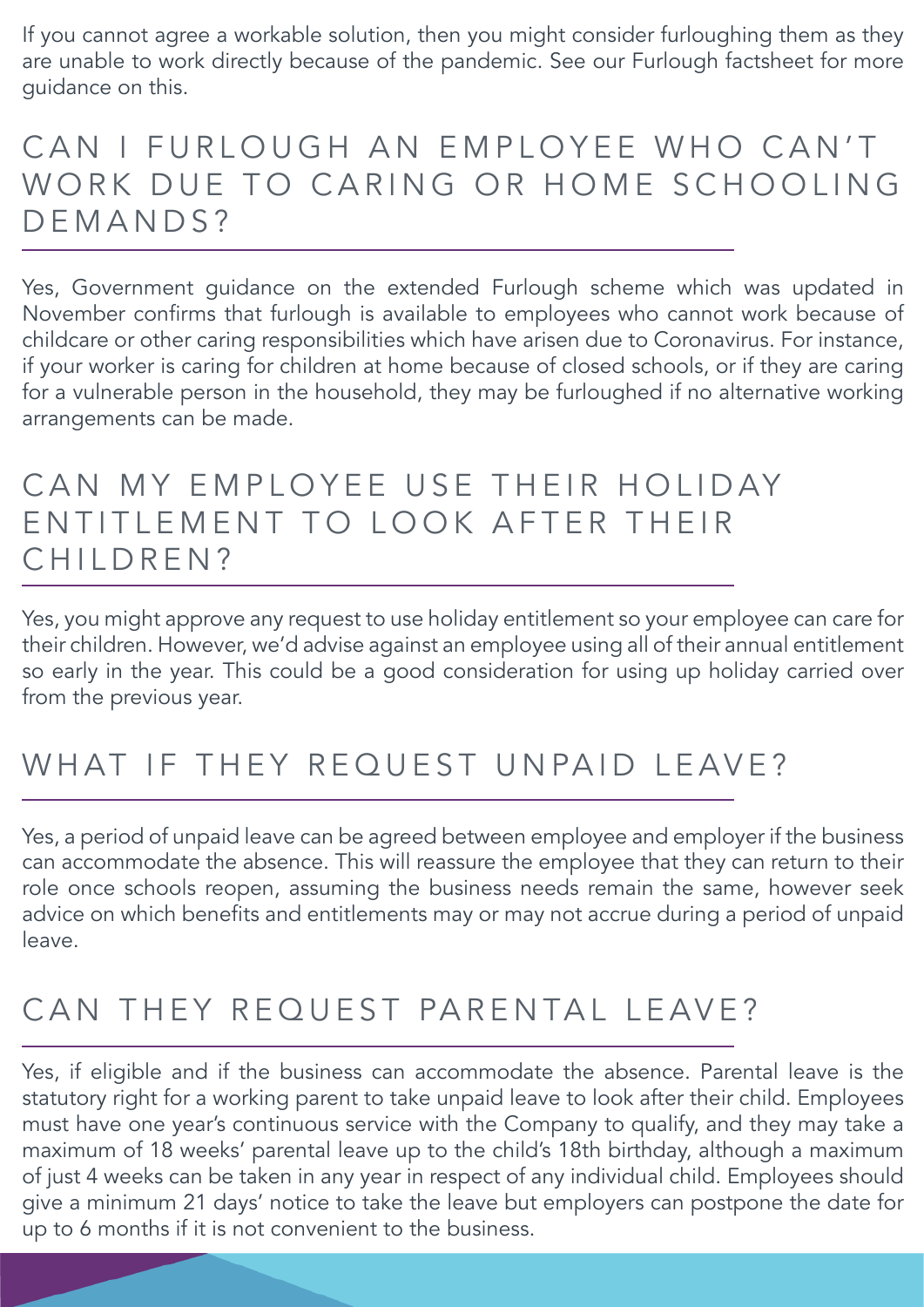If you cannot agree a workable solution, then you might consider furloughing them as they are unable to work directly because of the pandemic. See our Furlough factsheet for more guidance on this.

## CAN I FURLOUGH AN EMPLOYEE WHO CAN'T WORK DUE TO CARING OR HOME SCHOOLING DEMANDS?

Yes, Government guidance on the extended Furlough scheme which was updated in November confirms that furlough is available to employees who cannot work because of childcare or other caring responsibilities which have arisen due to Coronavirus. For instance, if your worker is caring for children at home because of closed schools, or if they are caring for a vulnerable person in the household, they may be furloughed if no alternative working arrangements can be made.

## CAN MY EMPLOYEE USE THEIR HOLIDAY ENTITLEMENT TO LOOK AFTER THEIR CHILDREN?

Yes, you might approve any request to use holiday entitlement so your employee can care for their children. However, we'd advise against an employee using all of their annual entitlement so early in the year. This could be a good consideration for using up holiday carried over from the previous year.

## WHAT IF THEY REQUEST UNPAID LEAVE?

Yes, a period of unpaid leave can be agreed between employee and employer if the business can accommodate the absence. This will reassure the employee that they can return to their role once schools reopen, assuming the business needs remain the same, however seek advice on which benefits and entitlements may or may not accrue during a period of unpaid leave.

## CAN THEY REQUEST PARENTAL LEAVE?

Yes, if eligible and if the business can accommodate the absence. Parental leave is the statutory right for a working parent to take unpaid leave to look after their child. Employees must have one year's continuous service with the Company to qualify, and they may take a maximum of 18 weeks' parental leave up to the child's 18th birthday, although a maximum of just 4 weeks can be taken in any year in respect of any individual child. Employees should give a minimum 21 days' notice to take the leave but employers can postpone the date for up to 6 months if it is not convenient to the business.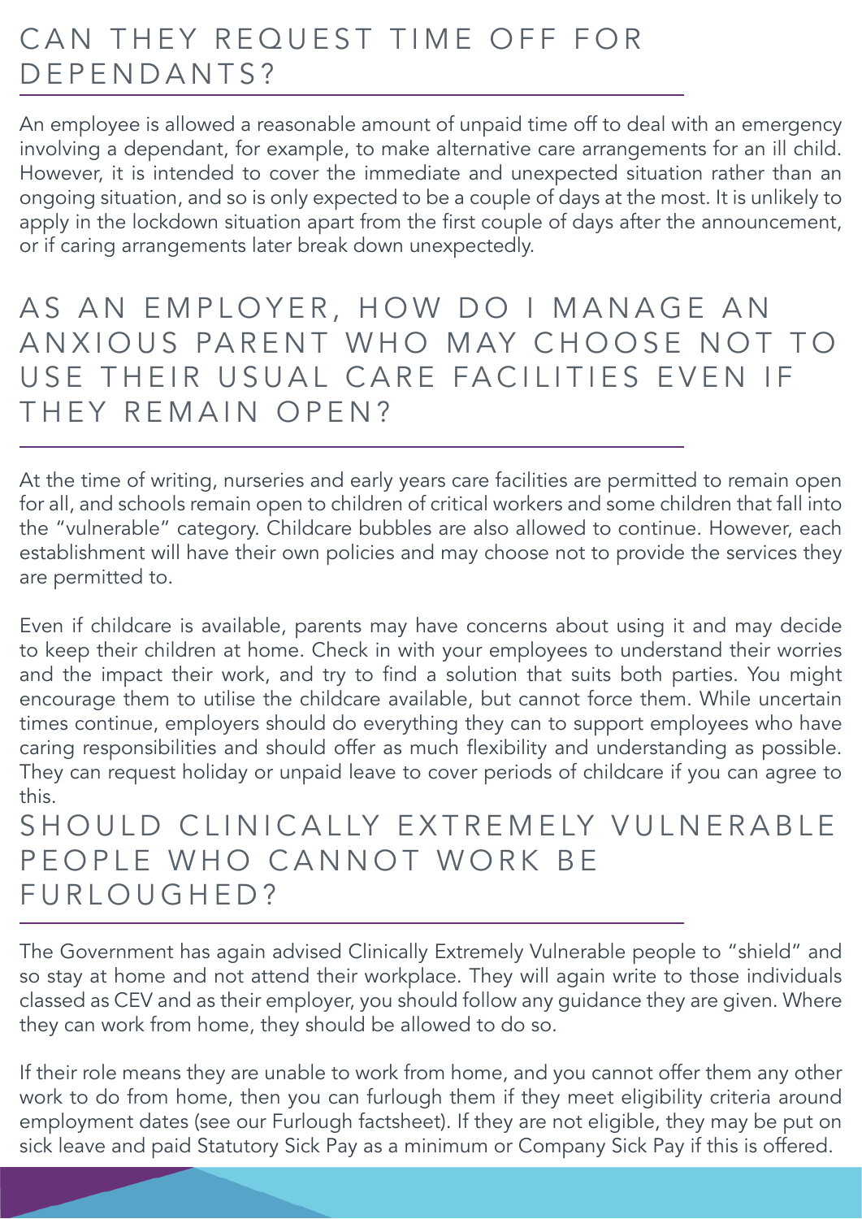## CAN THEY REQUEST TIME OFF FOR DEPENDANTS?

An employee is allowed a reasonable amount of unpaid time off to deal with an emergency involving a dependant, for example, to make alternative care arrangements for an ill child. However, it is intended to cover the immediate and unexpected situation rather than an ongoing situation, and so is only expected to be a couple of days at the most. It is unlikely to apply in the lockdown situation apart from the first couple of days after the announcement, or if caring arrangements later break down unexpectedly.

## AS AN EMPLOYER, HOW DO I MANAGE AN ANXIOUS PARENT WHO MAY CHOOSE NOT TO USE THEIR USUAL CARE FACILITIES EVEN IF THEY REMAIN OPEN?

At the time of writing, nurseries and early years care facilities are permitted to remain open for all, and schools remain open to children of critical workers and some children that fall into the "vulnerable" category. Childcare bubbles are also allowed to continue. However, each establishment will have their own policies and may choose not to provide the services they are permitted to.

Even if childcare is available, parents may have concerns about using it and may decide to keep their children at home. Check in with your employees to understand their worries and the impact their work, and try to find a solution that suits both parties. You might encourage them to utilise the childcare available, but cannot force them. While uncertain times continue, employers should do everything they can to support employees who have caring responsibilities and should offer as much flexibility and understanding as possible. They can request holiday or unpaid leave to cover periods of childcare if you can agree to this.

## SHOULD CLINICALLY EXTREMELY VULNERABLE PEOPLE WHO CANNOT WORK BE FURLOUGHED?

The Government has again advised Clinically Extremely Vulnerable people to "shield" and so stay at home and not attend their workplace. They will again write to those individuals classed as CEV and as their employer, you should follow any guidance they are given. Where they can work from home, they should be allowed to do so.

If their role means they are unable to work from home, and you cannot offer them any other work to do from home, then you can furlough them if they meet eligibility criteria around employment dates (see our Furlough factsheet). If they are not eligible, they may be put on sick leave and paid Statutory Sick Pay as a minimum or Company Sick Pay if this is offered.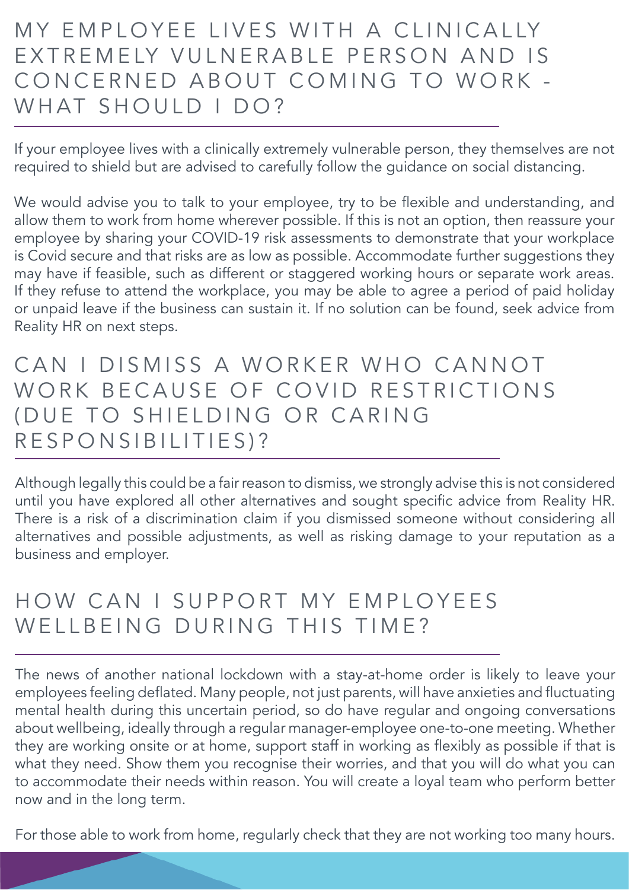## MY EMPLOYEE LIVES WITH A CLINICALLY EXTREMELY VULNERABLE PERSON AND IS CONCERNED ABOUT COMING TO WORK - WHAT SHOULD I DO?

If your employee lives with a clinically extremely vulnerable person, they themselves are not required to shield but are advised to carefully follow the guidance on social distancing.

We would advise you to talk to your employee, try to be flexible and understanding, and allow them to work from home wherever possible. If this is not an option, then reassure your employee by sharing your COVID-19 risk assessments to demonstrate that your workplace is Covid secure and that risks are as low as possible. Accommodate further suggestions they may have if feasible, such as different or staggered working hours or separate work areas. If they refuse to attend the workplace, you may be able to agree a period of paid holiday or unpaid leave if the business can sustain it. If no solution can be found, seek advice from Reality HR on next steps.

## CAN I DISMISS A WORKER WHO CANNOT WORK BECAUSE OF COVID RESTRICTIONS (DUE TO SHIELDING OR CARING RESPONSIBILITIES)?

Although legally this could be a fair reason to dismiss, we strongly advise this is not considered until you have explored all other alternatives and sought specific advice from Reality HR. There is a risk of a discrimination claim if you dismissed someone without considering all alternatives and possible adjustments, as well as risking damage to your reputation as a business and employer.

## HOW CAN I SUPPORT MY EMPLOYEES WELLBEING DURING THIS TIME?

The news of another national lockdown with a stay-at-home order is likely to leave your employees feeling deflated. Many people, not just parents, will have anxieties and fluctuating mental health during this uncertain period, so do have regular and ongoing conversations about wellbeing, ideally through a regular manager-employee one-to-one meeting. Whether they are working onsite or at home, support staff in working as flexibly as possible if that is what they need. Show them you recognise their worries, and that you will do what you can to accommodate their needs within reason. You will create a loyal team who perform better now and in the long term.

For those able to work from home, regularly check that they are not working too many hours.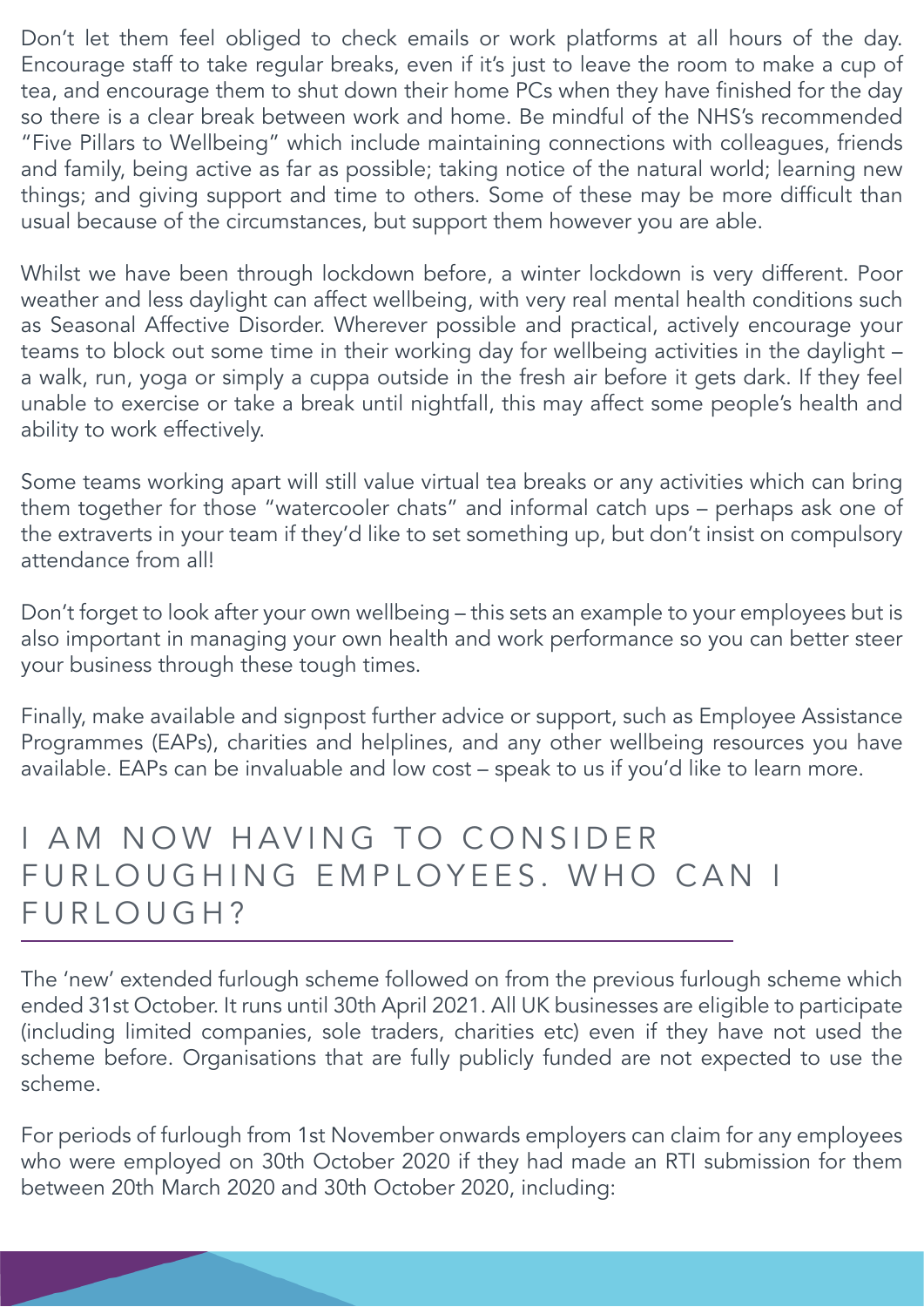Don't let them feel obliged to check emails or work platforms at all hours of the day. Encourage staff to take regular breaks, even if it's just to leave the room to make a cup of tea, and encourage them to shut down their home PCs when they have finished for the day so there is a clear break between work and home. Be mindful of the NHS's recommended "Five Pillars to Wellbeing" which include maintaining connections with colleagues, friends and family, being active as far as possible; taking notice of the natural world; learning new things; and giving support and time to others. Some of these may be more difficult than usual because of the circumstances, but support them however you are able.

Whilst we have been through lockdown before, a winter lockdown is very different. Poor weather and less daylight can affect wellbeing, with very real mental health conditions such as Seasonal Affective Disorder. Wherever possible and practical, actively encourage your teams to block out some time in their working day for wellbeing activities in the daylight – a walk, run, yoga or simply a cuppa outside in the fresh air before it gets dark. If they feel unable to exercise or take a break until nightfall, this may affect some people's health and ability to work effectively.

Some teams working apart will still value virtual tea breaks or any activities which can bring them together for those "watercooler chats" and informal catch ups – perhaps ask one of the extraverts in your team if they'd like to set something up, but don't insist on compulsory attendance from all!

Don't forget to look after your own wellbeing – this sets an example to your employees but is also important in managing your own health and work performance so you can better steer your business through these tough times.

Finally, make available and signpost further advice or support, such as Employee Assistance Programmes (EAPs), charities and helplines, and any other wellbeing resources you have available. EAPs can be invaluable and low cost – speak to us if you'd like to learn more.

## I AM NOW HAVING TO CONSIDER FURLOUGHING EMPLOYEES. WHO CAN I FURLOUGH?

The 'new' extended furlough scheme followed on from the previous furlough scheme which ended 31st October. It runs until 30th April 2021. All UK businesses are eligible to participate (including limited companies, sole traders, charities etc) even if they have not used the scheme before. Organisations that are fully publicly funded are not expected to use the scheme.

For periods of furlough from 1st November onwards employers can claim for any employees who were employed on 30th October 2020 if they had made an RTI submission for them between 20th March 2020 and 30th October 2020, including: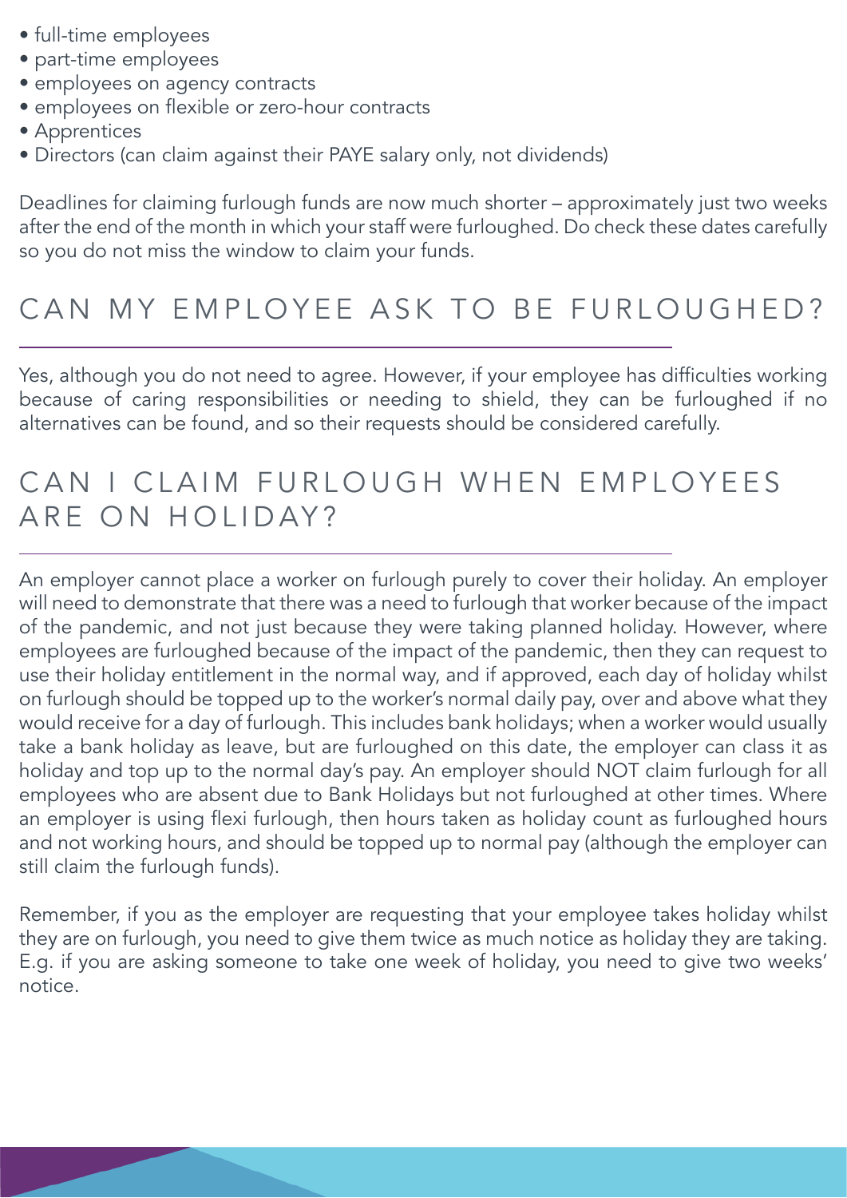- full-time employees
- part-time employees
- employees on agency contracts
- employees on flexible or zero-hour contracts
- Apprentices
- Directors (can claim against their PAYE salary only, not dividends)

Deadlines for claiming furlough funds are now much shorter – approximately just two weeks after the end of the month in which your staff were furloughed. Do check these dates carefully so you do not miss the window to claim your funds.

## CAN MY EMPLOYEE ASK TO BE FURLOUGHED?

Yes, although you do not need to agree. However, if your employee has difficulties working because of caring responsibilities or needing to shield, they can be furloughed if no alternatives can be found, and so their requests should be considered carefully.

## CAN I CLAIM FURLOUGH WHEN EMPLOYEES ARE ON HOLIDAY?

An employer cannot place a worker on furlough purely to cover their holiday. An employer will need to demonstrate that there was a need to furlough that worker because of the impact of the pandemic, and not just because they were taking planned holiday. However, where employees are furloughed because of the impact of the pandemic, then they can request to use their holiday entitlement in the normal way, and if approved, each day of holiday whilst on furlough should be topped up to the worker's normal daily pay, over and above what they would receive for a day of furlough. This includes bank holidays; when a worker would usually take a bank holiday as leave, but are furloughed on this date, the employer can class it as holiday and top up to the normal day's pay. An employer should NOT claim furlough for all employees who are absent due to Bank Holidays but not furloughed at other times. Where an employer is using flexi furlough, then hours taken as holiday count as furloughed hours and not working hours, and should be topped up to normal pay (although the employer can still claim the furlough funds).

Remember, if you as the employer are requesting that your employee takes holiday whilst they are on furlough, you need to give them twice as much notice as holiday they are taking. E.g. if you are asking someone to take one week of holiday, you need to give two weeks' notice.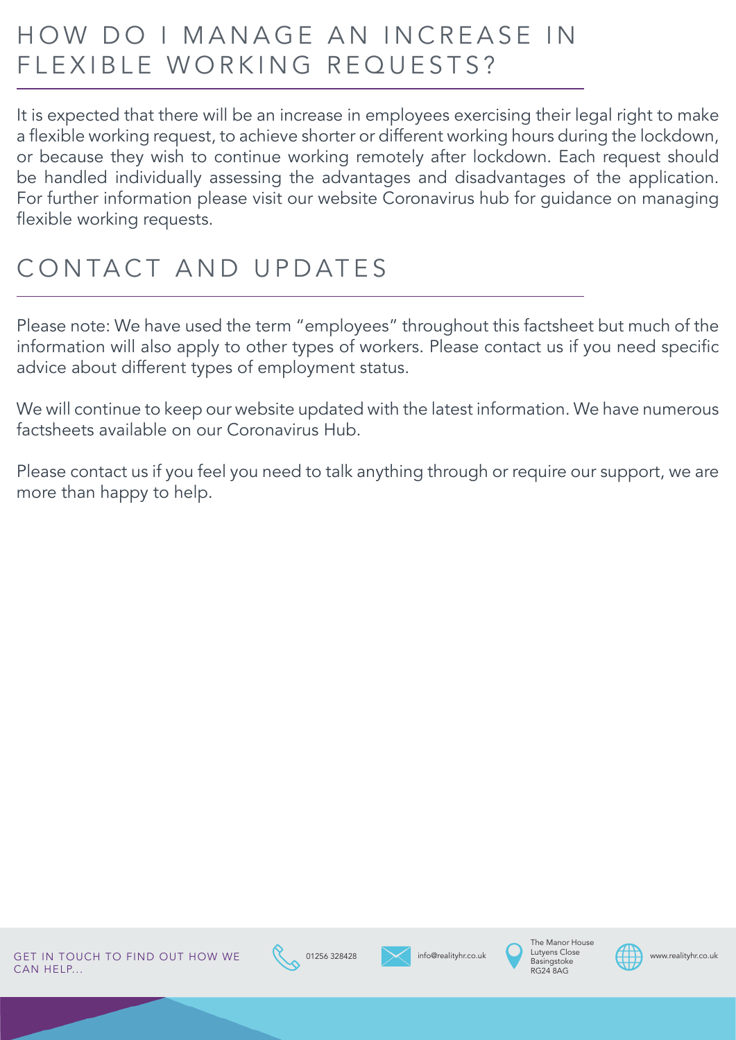## HOW DO I MANAGE AN INCREASE IN FLEXIBLE WORKING REQUESTS?

It is expected that there will be an increase in employees exercising their legal right to make a flexible working request, to achieve shorter or different working hours during the lockdown, or because they wish to continue working remotely after lockdown. Each request should be handled individually assessing the advantages and disadvantages of the application. For further information please visit our website Coronavirus hub for guidance on managing flexible working requests.

## CONTACT AND UPDATES

Please note: We have used the term "employees" throughout this factsheet but much of the information will also apply to other types of workers. Please contact us if you need specific advice about different types of employment status.

We will continue to keep our website updated with the latest information. We have numerous factsheets available on our Coronavirus Hub.

Please contact us if you feel you need to talk anything through or require our support, we are more than happy to help.

GET IN TOUCH TO FIND OUT HOW WE CAN HELP...

01256 328428

info@realityhr.co.uk

The Manor House
Lutyens Close
Basingstoke
RG24 8AG

www.realityhr.co.uk